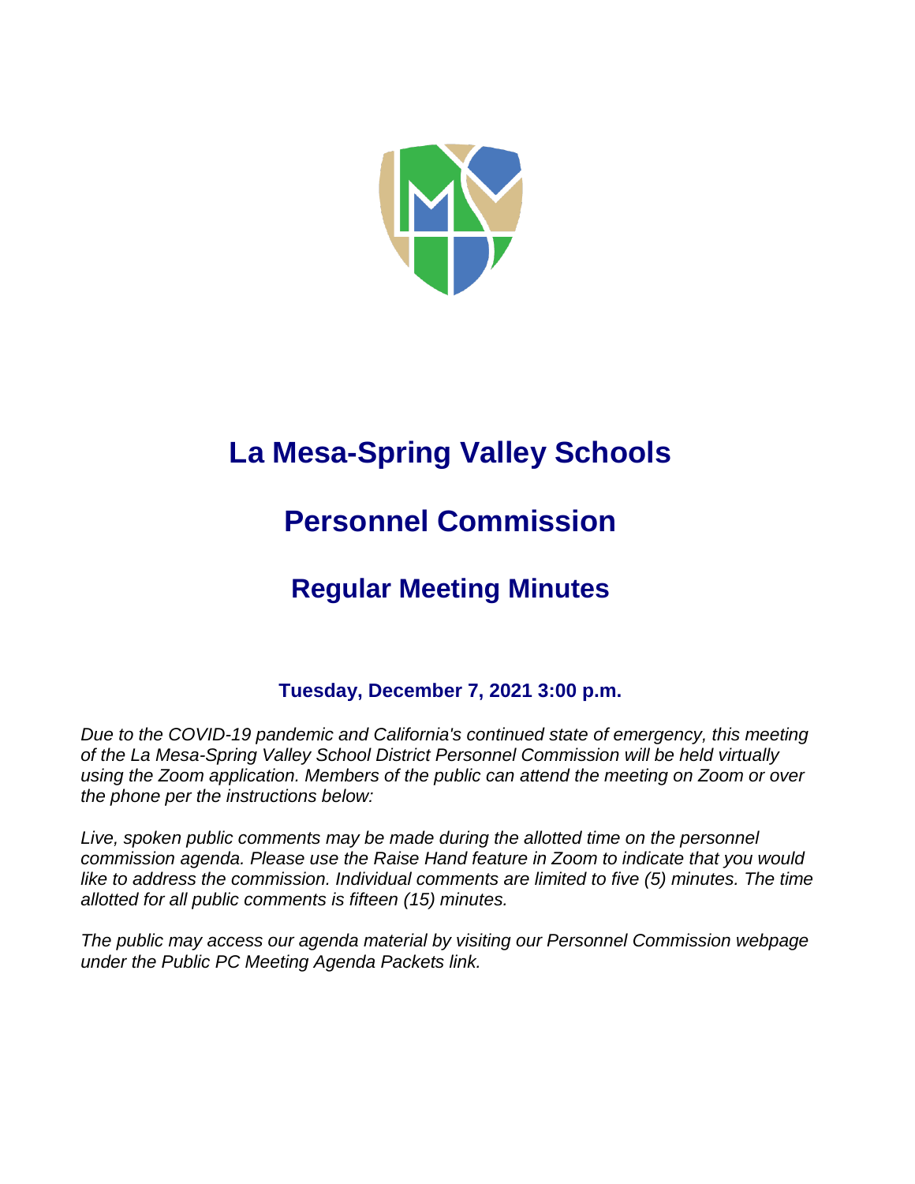# La Mesa-Spring Valley Schools

# Personnel Commission

## Regular Meeting Minutes

### Tuesday, December 7, 2021 3:00 p.m.

*Due to the COVID-19 pandemic and California's continued state of emergency, this meeting of the La Mesa-Spring Valley School District Personnel Commission will be held virtually using the Zoom application. Members of the public can attend the meeting on Zoom or over the phone per the instructions below:*

*Live, spoken public comments may be made during the allotted time on the personnel commission agenda. Please use the Raise Hand feature in Zoom to indicate that you would like to address the commission. Individual comments are limited to five (5) minutes. The time allotted for all public comments is fifteen (15) minutes.*

*The public may access our agenda material by visiting our Personnel Commission webpage under the Public PC Meeting Agenda Packets link.*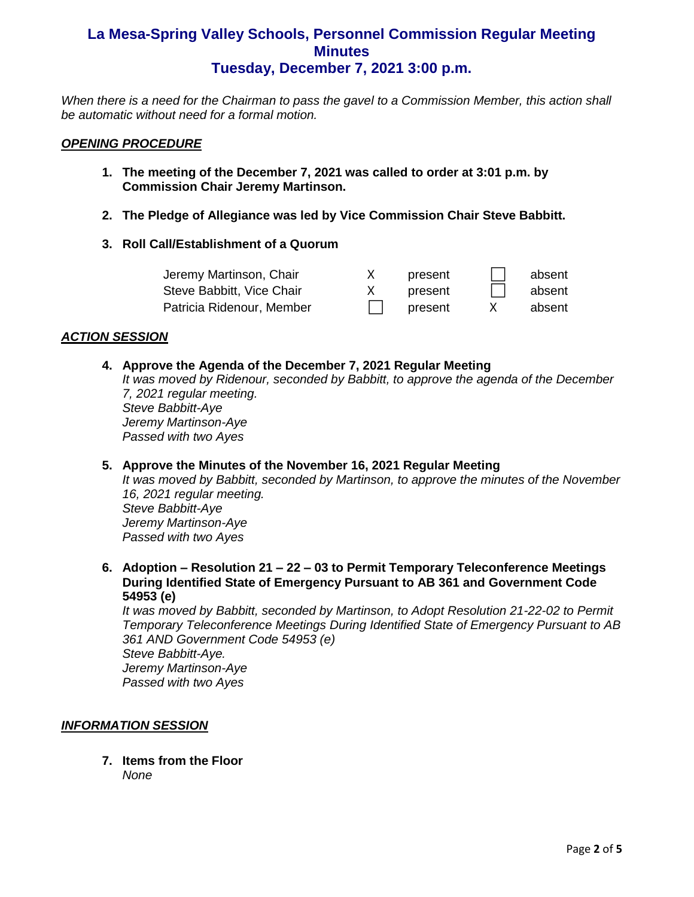# La Mesa-Spring Valley Schools, Personnel Commission Regular Meeting Minutes
# Tuesday, December 7, 2021 3:00 p.m.

*When there is a need for the Chairman to pass the gavel to a Commission Member, this action shall be automatic without need for a formal motion.*

***OPENING PROCEDURE***

1. **The meeting of the December 7, 2021 was called to order at 3:01 p.m. by Commission Chair Jeremy Martinson.**

2. **The Pledge of Allegiance was led by Vice Commission Chair Steve Babbitt.**

3. **Roll Call/Establishment of a Quorum**

| | | | | |
|---|---|---|---|---|
| Jeremy Martinson, Chair | X | present | ☐ | absent |
| Steve Babbitt, Vice Chair | X | present | ☐ | absent |
| Patricia Ridenour, Member | ☐ | present | X | absent |

***ACTION SESSION***

4. **Approve the Agenda of the December 7, 2021 Regular Meeting**
   *It was moved by Ridenour, seconded by Babbitt, to approve the agenda of the December 7, 2021 regular meeting.*
   *Steve Babbitt-Aye*
   *Jeremy Martinson-Aye*
   *Passed with two Ayes*

5. **Approve the Minutes of the November 16, 2021 Regular Meeting**
   *It was moved by Babbitt, seconded by Martinson, to approve the minutes of the November 16, 2021 regular meeting.*
   *Steve Babbitt-Aye*
   *Jeremy Martinson-Aye*
   *Passed with two Ayes*

6. **Adoption – Resolution 21 – 22 – 03 to Permit Temporary Teleconference Meetings During Identified State of Emergency Pursuant to AB 361 and Government Code 54953 (e)**
   *It was moved by Babbitt, seconded by Martinson, to Adopt Resolution 21-22-02 to Permit Temporary Teleconference Meetings During Identified State of Emergency Pursuant to AB 361 AND Government Code 54953 (e)*
   *Steve Babbitt-Aye.*
   *Jeremy Martinson-Aye*
   *Passed with two Ayes*

***INFORMATION SESSION***

7. **Items from the Floor**
   *None*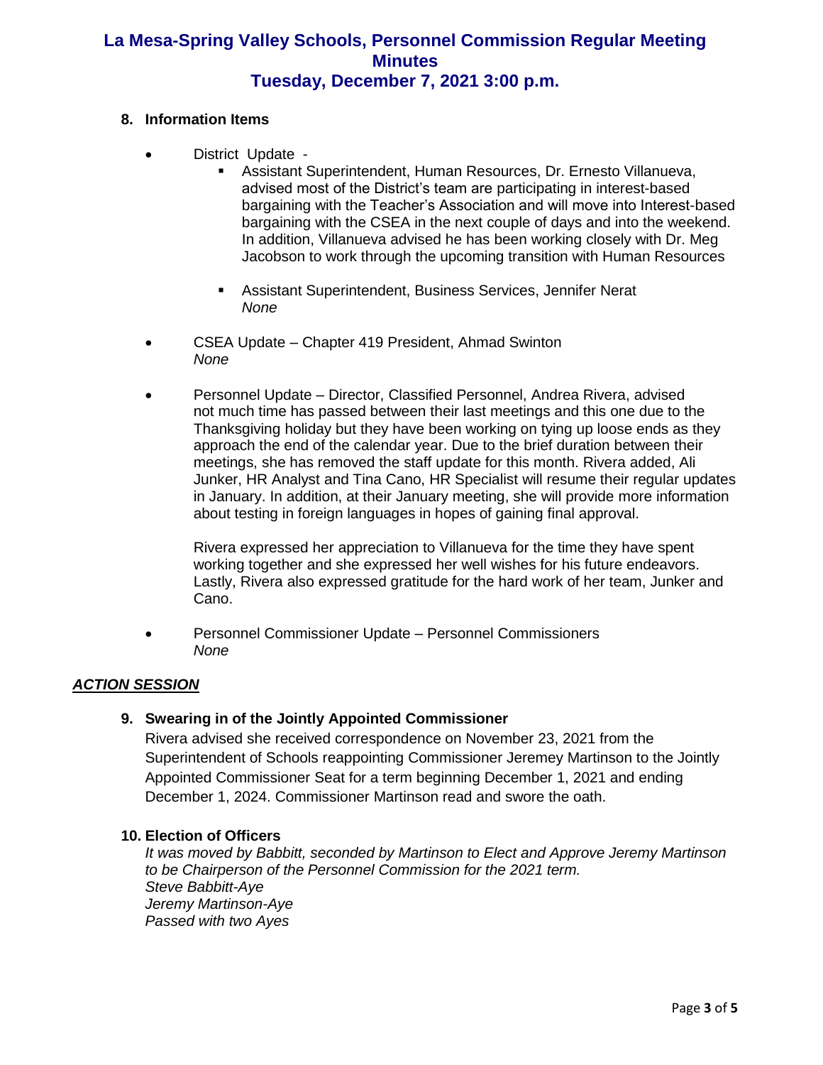### 8. Information Items

- District Update -
  - Assistant Superintendent, Human Resources, Dr. Ernesto Villanueva, advised most of the District's team are participating in interest-based bargaining with the Teacher's Association and will move into Interest-based bargaining with the CSEA in the next couple of days and into the weekend. In addition, Villanueva advised he has been working closely with Dr. Meg Jacobson to work through the upcoming transition with Human Resources
  - Assistant Superintendent, Business Services, Jennifer Nerat
    *None*

- CSEA Update – Chapter 419 President, Ahmad Swinton
  *None*

- Personnel Update – Director, Classified Personnel, Andrea Rivera, advised not much time has passed between their last meetings and this one due to the Thanksgiving holiday but they have been working on tying up loose ends as they approach the end of the calendar year. Due to the brief duration between their meetings, she has removed the staff update for this month. Rivera added, Ali Junker, HR Analyst and Tina Cano, HR Specialist will resume their regular updates in January. In addition, at their January meeting, she will provide more information about testing in foreign languages in hopes of gaining final approval.

  Rivera expressed her appreciation to Villanueva for the time they have spent working together and she expressed her well wishes for his future endeavors. Lastly, Rivera also expressed gratitude for the hard work of her team, Junker and Cano.

- Personnel Commissioner Update – Personnel Commissioners
  *None*

## ***ACTION SESSION***

### 9. Swearing in of the Jointly Appointed Commissioner

Rivera advised she received correspondence on November 23, 2021 from the Superintendent of Schools reappointing Commissioner Jeremey Martinson to the Jointly Appointed Commissioner Seat for a term beginning December 1, 2021 and ending December 1, 2024. Commissioner Martinson read and swore the oath.

### 10. Election of Officers

*It was moved by Babbitt, seconded by Martinson to Elect and Approve Jeremy Martinson to be Chairperson of the Personnel Commission for the 2021 term.*
*Steve Babbitt-Aye*
*Jeremy Martinson-Aye*
*Passed with two Ayes*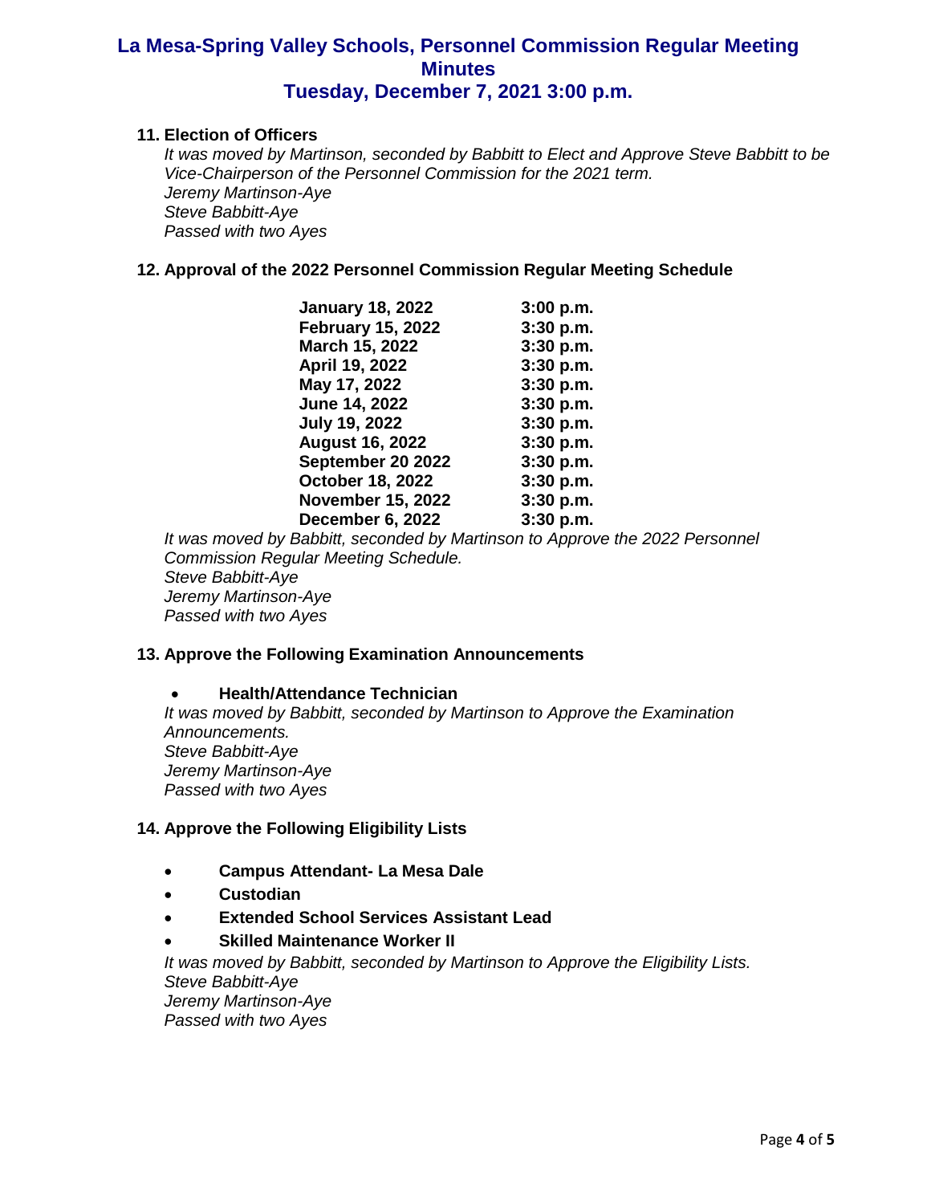### 11. Election of Officers

*It was moved by Martinson, seconded by Babbitt to Elect and Approve Steve Babbitt to be Vice-Chairperson of the Personnel Commission for the 2021 term.*
*Jeremy Martinson-Aye*
*Steve Babbitt-Aye*
*Passed with two Ayes*

### 12. Approval of the 2022 Personnel Commission Regular Meeting Schedule

| | |
|---|---|
| **January 18, 2022** | **3:00 p.m.** |
| **February 15, 2022** | **3:30 p.m.** |
| **March 15, 2022** | **3:30 p.m.** |
| **April 19, 2022** | **3:30 p.m.** |
| **May 17, 2022** | **3:30 p.m.** |
| **June 14, 2022** | **3:30 p.m.** |
| **July 19, 2022** | **3:30 p.m.** |
| **August 16, 2022** | **3:30 p.m.** |
| **September 20 2022** | **3:30 p.m.** |
| **October 18, 2022** | **3:30 p.m.** |
| **November 15, 2022** | **3:30 p.m.** |
| **December 6, 2022** | **3:30 p.m.** |

*It was moved by Babbitt, seconded by Martinson to Approve the 2022 Personnel Commission Regular Meeting Schedule.*
*Steve Babbitt-Aye*
*Jeremy Martinson-Aye*
*Passed with two Ayes*

### 13. Approve the Following Examination Announcements

- **Health/Attendance Technician**

*It was moved by Babbitt, seconded by Martinson to Approve the Examination Announcements.*
*Steve Babbitt-Aye*
*Jeremy Martinson-Aye*
*Passed with two Ayes*

### 14. Approve the Following Eligibility Lists

- **Campus Attendant- La Mesa Dale**
- **Custodian**
- **Extended School Services Assistant Lead**
- **Skilled Maintenance Worker II**

*It was moved by Babbitt, seconded by Martinson to Approve the Eligibility Lists.*
*Steve Babbitt-Aye*
*Jeremy Martinson-Aye*
*Passed with two Ayes*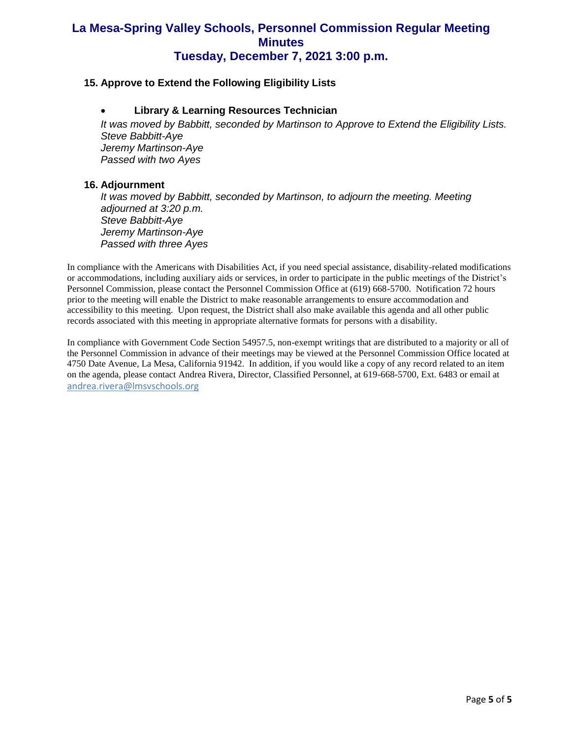### 15. Approve to Extend the Following Eligibility Lists

- **Library & Learning Resources Technician**

*It was moved by Babbitt, seconded by Martinson to Approve to Extend the Eligibility Lists.*
*Steve Babbitt-Aye*
*Jeremy Martinson-Aye*
*Passed with two Ayes*

### 16. Adjournment

*It was moved by Babbitt, seconded by Martinson, to adjourn the meeting. Meeting adjourned at 3:20 p.m.*
*Steve Babbitt-Aye*
*Jeremy Martinson-Aye*
*Passed with three Ayes*

In compliance with the Americans with Disabilities Act, if you need special assistance, disability-related modifications or accommodations, including auxiliary aids or services, in order to participate in the public meetings of the District's Personnel Commission, please contact the Personnel Commission Office at (619) 668-5700. Notification 72 hours prior to the meeting will enable the District to make reasonable arrangements to ensure accommodation and accessibility to this meeting. Upon request, the District shall also make available this agenda and all other public records associated with this meeting in appropriate alternative formats for persons with a disability.

In compliance with Government Code Section 54957.5, non-exempt writings that are distributed to a majority or all of the Personnel Commission in advance of their meetings may be viewed at the Personnel Commission Office located at 4750 Date Avenue, La Mesa, California 91942. In addition, if you would like a copy of any record related to an item on the agenda, please contact Andrea Rivera, Director, Classified Personnel, at 619-668-5700, Ext. 6483 or email at andrea.rivera@lmsvschools.org